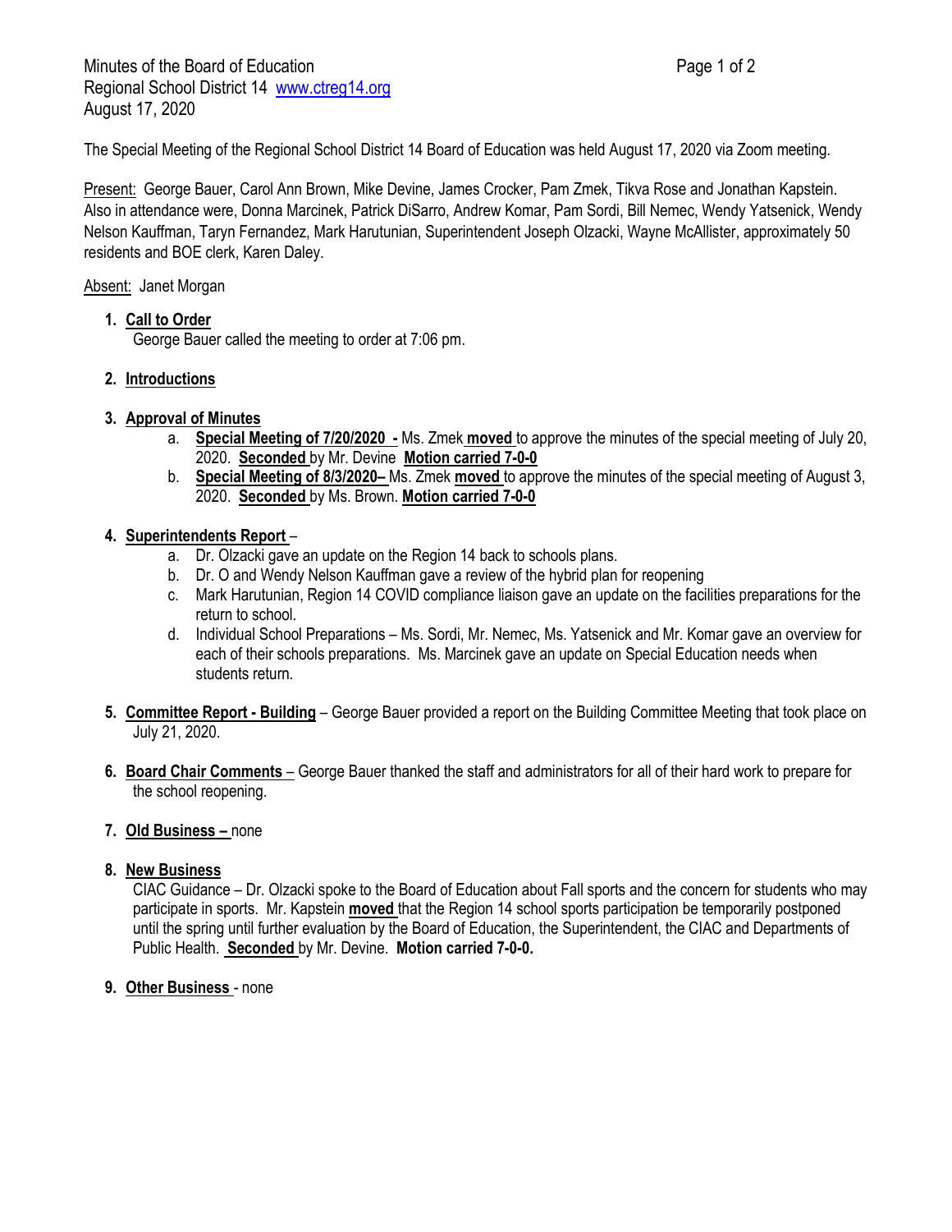Minutes of the Board of Education
Regional School District 14 www.ctreg14.org
August 17, 2020

The Special Meeting of the Regional School District 14 Board of Education was held August 17, 2020 via Zoom meeting.

Present: George Bauer, Carol Ann Brown, Mike Devine, James Crocker, Pam Zmek, Tikva Rose and Jonathan Kapstein. Also in attendance were, Donna Marcinek, Patrick DiSarro, Andrew Komar, Pam Sordi, Bill Nemec, Wendy Yatsenick, Wendy Nelson Kauffman, Taryn Fernandez, Mark Harutunian, Superintendent Joseph Olzacki, Wayne McAllister, approximately 50 residents and BOE clerk, Karen Daley.

Absent: Janet Morgan

1. **Call to Order**
   George Bauer called the meeting to order at 7:06 pm.

2. **Introductions**

3. **Approval of Minutes**
   a. **Special Meeting of 7/20/2020 -** Ms. Zmek **moved** to approve the minutes of the special meeting of July 20, 2020. **Seconded** by Mr. Devine **Motion carried 7-0-0**
   b. **Special Meeting of 8/3/2020–** Ms. Zmek **moved** to approve the minutes of the special meeting of August 3, 2020. **Seconded** by Ms. Brown. **Motion carried 7-0-0**

4. **Superintendents Report** –
   a. Dr. Olzacki gave an update on the Region 14 back to schools plans.
   b. Dr. O and Wendy Nelson Kauffman gave a review of the hybrid plan for reopening
   c. Mark Harutunian, Region 14 COVID compliance liaison gave an update on the facilities preparations for the return to school.
   d. Individual School Preparations – Ms. Sordi, Mr. Nemec, Ms. Yatsenick and Mr. Komar gave an overview for each of their schools preparations. Ms. Marcinek gave an update on Special Education needs when students return.

5. **Committee Report - Building** – George Bauer provided a report on the Building Committee Meeting that took place on July 21, 2020.

6. **Board Chair Comments** – George Bauer thanked the staff and administrators for all of their hard work to prepare for the school reopening.

7. **Old Business –** none

8. **New Business**
   CIAC Guidance – Dr. Olzacki spoke to the Board of Education about Fall sports and the concern for students who may participate in sports. Mr. Kapstein **moved** that the Region 14 school sports participation be temporarily postponed until the spring until further evaluation by the Board of Education, the Superintendent, the CIAC and Departments of Public Health. **Seconded** by Mr. Devine. **Motion carried 7-0-0.**

9. **Other Business** - none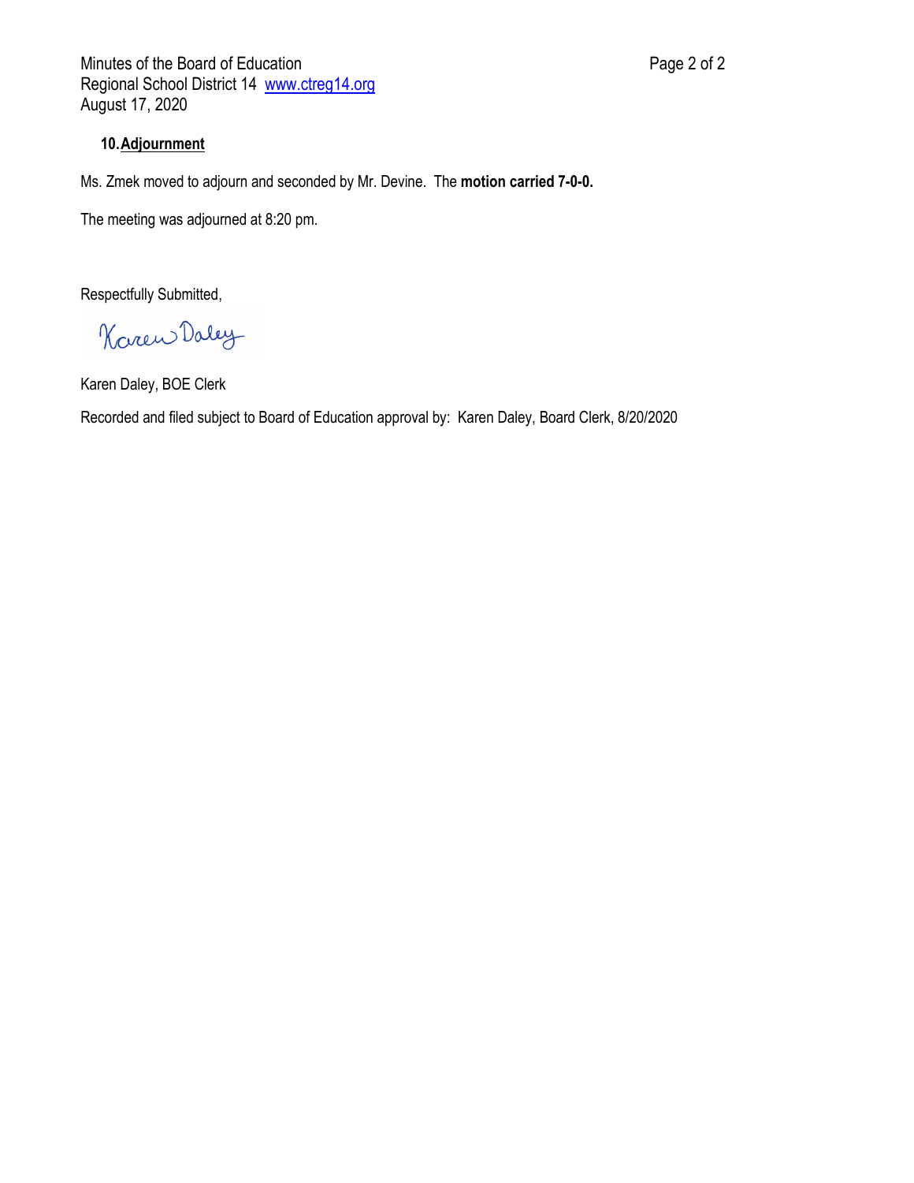**10. Adjournment**

Ms. Zmek moved to adjourn and seconded by Mr. Devine. The **motion carried 7-0-0.**

The meeting was adjourned at 8:20 pm.

Respectfully Submitted,

Karen Daley

Karen Daley, BOE Clerk

Recorded and filed subject to Board of Education approval by: Karen Daley, Board Clerk, 8/20/2020